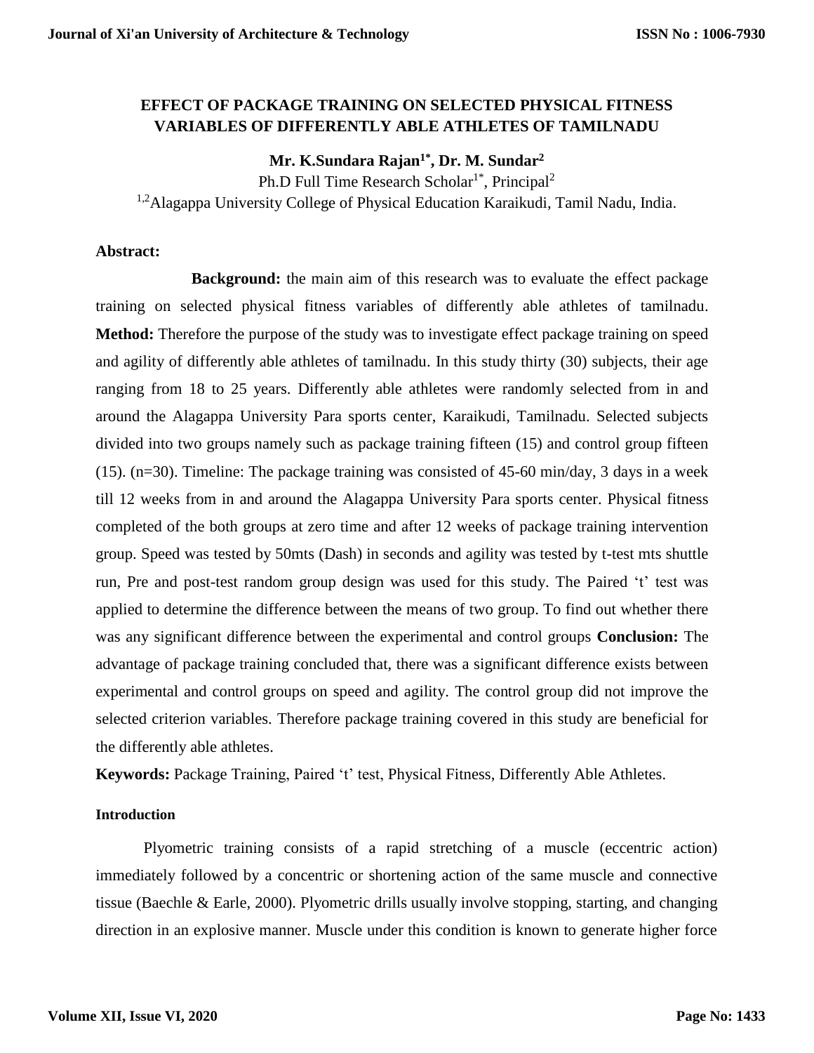# EFFECT OF PACKAGE TRAINING ON SELECTED PHYSICAL FITNESS VARIABLES OF DIFFERENTLY ABLE ATHLETES OF TAMILNADU

**Mr. K.Sundara Rajan[1*], Dr. M. Sundar[2]**

Ph.D Full Time Research Scholar[1*], Principal[2]

[1,2]Alagappa University College of Physical Education Karaikudi, Tamil Nadu, India.

**Abstract:**

**Background:** the main aim of this research was to evaluate the effect package training on selected physical fitness variables of differently able athletes of tamilnadu. **Method:** Therefore the purpose of the study was to investigate effect package training on speed and agility of differently able athletes of tamilnadu. In this study thirty (30) subjects, their age ranging from 18 to 25 years. Differently able athletes were randomly selected from in and around the Alagappa University Para sports center, Karaikudi, Tamilnadu. Selected subjects divided into two groups namely such as package training fifteen (15) and control group fifteen (15). (n=30). Timeline: The package training was consisted of 45-60 min/day, 3 days in a week till 12 weeks from in and around the Alagappa University Para sports center. Physical fitness completed of the both groups at zero time and after 12 weeks of package training intervention group. Speed was tested by 50mts (Dash) in seconds and agility was tested by t-test mts shuttle run, Pre and post-test random group design was used for this study. The Paired 't' test was applied to determine the difference between the means of two group. To find out whether there was any significant difference between the experimental and control groups **Conclusion:** The advantage of package training concluded that, there was a significant difference exists between experimental and control groups on speed and agility. The control group did not improve the selected criterion variables. Therefore package training covered in this study are beneficial for the differently able athletes.

**Keywords:** Package Training, Paired 't' test, Physical Fitness, Differently Able Athletes.

## Introduction

Plyometric training consists of a rapid stretching of a muscle (eccentric action) immediately followed by a concentric or shortening action of the same muscle and connective tissue (Baechle & Earle, 2000). Plyometric drills usually involve stopping, starting, and changing direction in an explosive manner. Muscle under this condition is known to generate higher force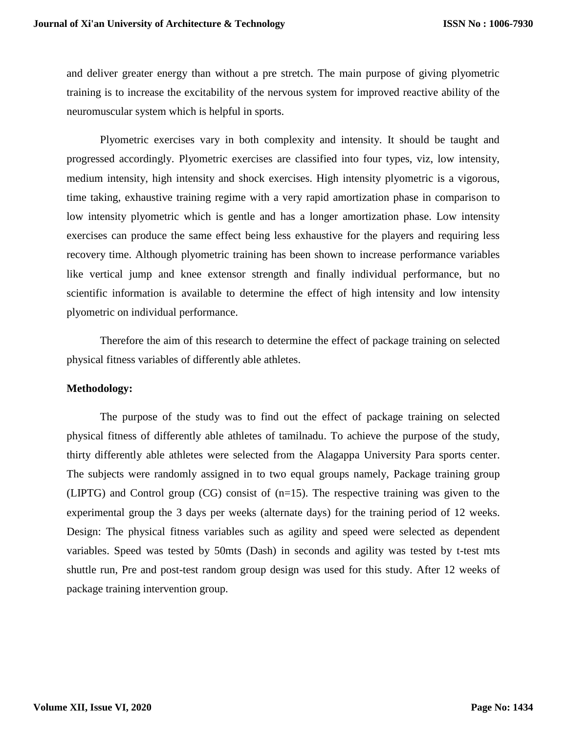and deliver greater energy than without a pre stretch. The main purpose of giving plyometric training is to increase the excitability of the nervous system for improved reactive ability of the neuromuscular system which is helpful in sports.

Plyometric exercises vary in both complexity and intensity. It should be taught and progressed accordingly. Plyometric exercises are classified into four types, viz, low intensity, medium intensity, high intensity and shock exercises. High intensity plyometric is a vigorous, time taking, exhaustive training regime with a very rapid amortization phase in comparison to low intensity plyometric which is gentle and has a longer amortization phase. Low intensity exercises can produce the same effect being less exhaustive for the players and requiring less recovery time. Although plyometric training has been shown to increase performance variables like vertical jump and knee extensor strength and finally individual performance, but no scientific information is available to determine the effect of high intensity and low intensity plyometric on individual performance.

Therefore the aim of this research to determine the effect of package training on selected physical fitness variables of differently able athletes.

**Methodology:**

The purpose of the study was to find out the effect of package training on selected physical fitness of differently able athletes of tamilnadu. To achieve the purpose of the study, thirty differently able athletes were selected from the Alagappa University Para sports center. The subjects were randomly assigned in to two equal groups namely, Package training group (LIPTG) and Control group (CG) consist of (n=15). The respective training was given to the experimental group the 3 days per weeks (alternate days) for the training period of 12 weeks. Design: The physical fitness variables such as agility and speed were selected as dependent variables. Speed was tested by 50mts (Dash) in seconds and agility was tested by t-test mts shuttle run, Pre and post-test random group design was used for this study. After 12 weeks of package training intervention group.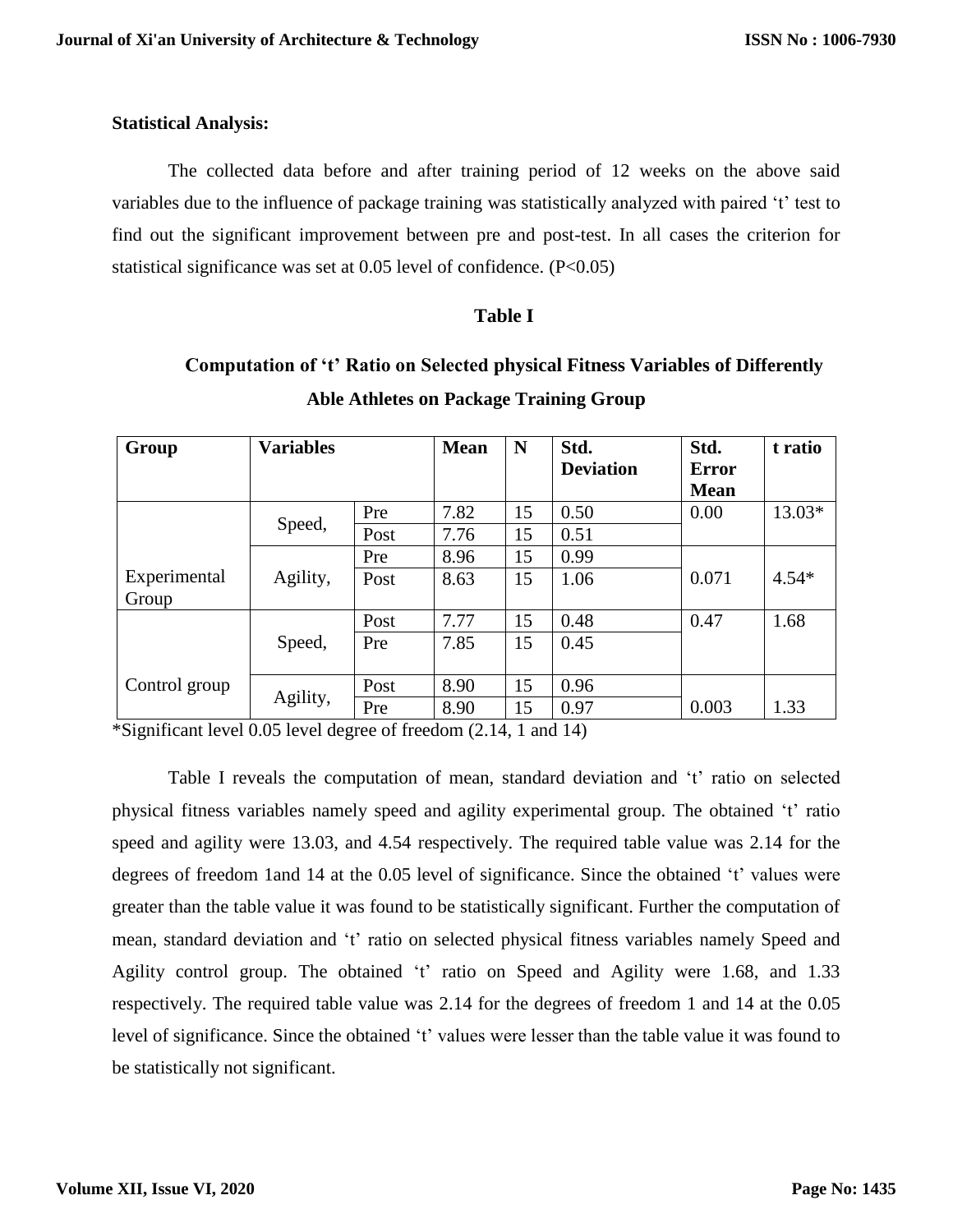**Statistical Analysis:**

The collected data before and after training period of 12 weeks on the above said variables due to the influence of package training was statistically analyzed with paired 't' test to find out the significant improvement between pre and post-test. In all cases the criterion for statistical significance was set at 0.05 level of confidence. (P<0.05)

**Table I**

**Computation of 't' Ratio on Selected physical Fitness Variables of Differently Able Athletes on Package Training Group**

| Group | Variables | | Mean | N | Std. Deviation | Std. Error Mean | t ratio |
|---|---|---|---|---|---|---|---|
| Experimental Group | Speed, | Pre | 7.82 | 15 | 0.50 | 0.00 | 13.03* |
| | | Post | 7.76 | 15 | 0.51 | | |
| | Agility, | Pre | 8.96 | 15 | 0.99 | 0.071 | 4.54* |
| | | Post | 8.63 | 15 | 1.06 | | |
| Control group | Speed, | Post | 7.77 | 15 | 0.48 | 0.47 | 1.68 |
| | | Pre | 7.85 | 15 | 0.45 | | |
| | Agility, | Post | 8.90 | 15 | 0.96 | 0.003 | 1.33 |
| | | Pre | 8.90 | 15 | 0.97 | | |

*Significant level 0.05 level degree of freedom (2.14, 1 and 14)

Table I reveals the computation of mean, standard deviation and 't' ratio on selected physical fitness variables namely speed and agility experimental group. The obtained 't' ratio speed and agility were 13.03, and 4.54 respectively. The required table value was 2.14 for the degrees of freedom 1and 14 at the 0.05 level of significance. Since the obtained 't' values were greater than the table value it was found to be statistically significant. Further the computation of mean, standard deviation and 't' ratio on selected physical fitness variables namely Speed and Agility control group. The obtained 't' ratio on Speed and Agility were 1.68, and 1.33 respectively. The required table value was 2.14 for the degrees of freedom 1 and 14 at the 0.05 level of significance. Since the obtained 't' values were lesser than the table value it was found to be statistically not significant.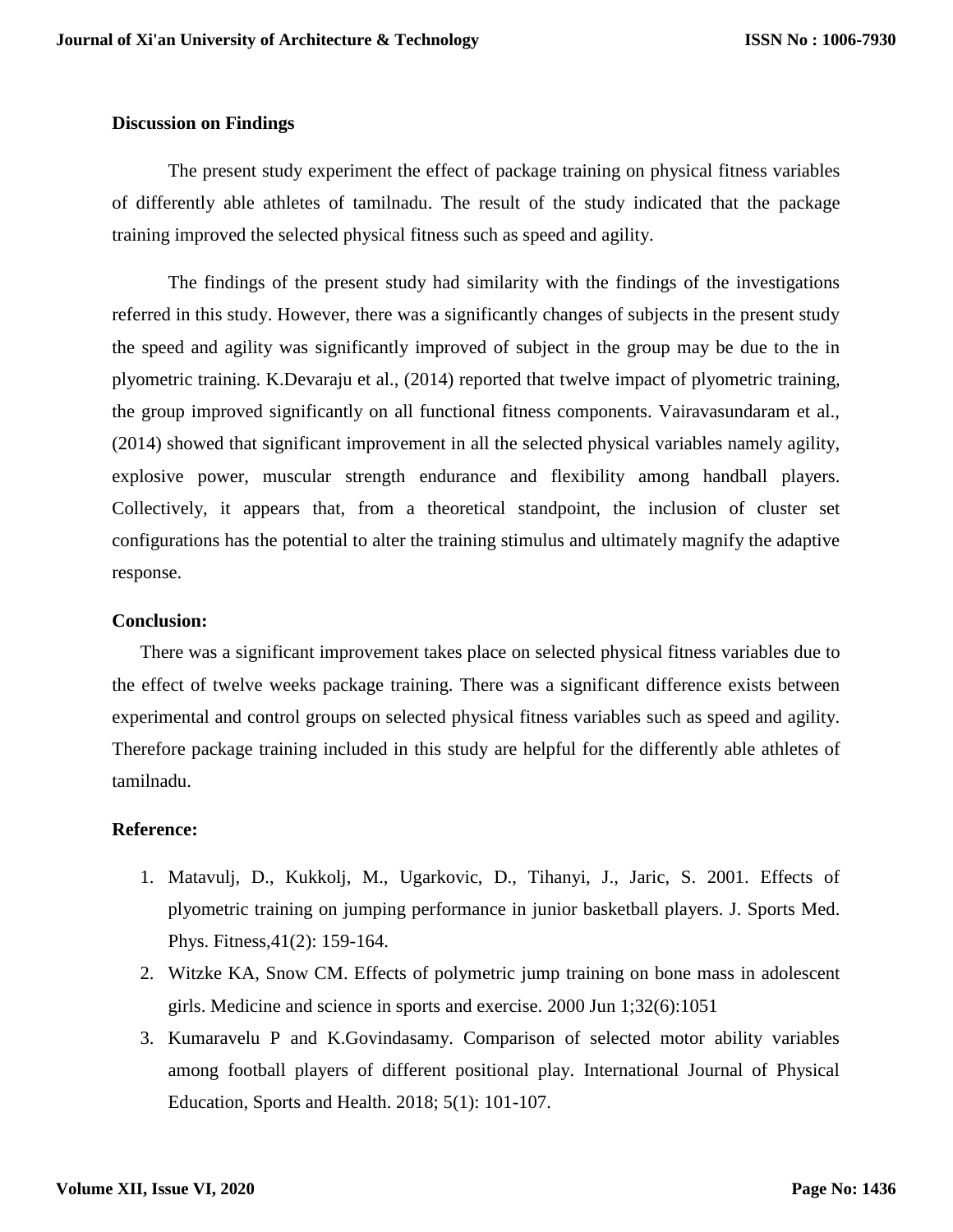## Discussion on Findings

The present study experiment the effect of package training on physical fitness variables of differently able athletes of tamilnadu. The result of the study indicated that the package training improved the selected physical fitness such as speed and agility.

The findings of the present study had similarity with the findings of the investigations referred in this study. However, there was a significantly changes of subjects in the present study the speed and agility was significantly improved of subject in the group may be due to the in plyometric training. K.Devaraju et al., (2014) reported that twelve impact of plyometric training, the group improved significantly on all functional fitness components. Vairavasundaram et al., (2014) showed that significant improvement in all the selected physical variables namely agility, explosive power, muscular strength endurance and flexibility among handball players. Collectively, it appears that, from a theoretical standpoint, the inclusion of cluster set configurations has the potential to alter the training stimulus and ultimately magnify the adaptive response.

## Conclusion:

There was a significant improvement takes place on selected physical fitness variables due to the effect of twelve weeks package training. There was a significant difference exists between experimental and control groups on selected physical fitness variables such as speed and agility. Therefore package training included in this study are helpful for the differently able athletes of tamilnadu.

## Reference:

1. Matavulj, D., Kukkolj, M., Ugarkovic, D., Tihanyi, J., Jaric, S. 2001. Effects of plyometric training on jumping performance in junior basketball players. J. Sports Med. Phys. Fitness,41(2): 159-164.
2. Witzke KA, Snow CM. Effects of polymetric jump training on bone mass in adolescent girls. Medicine and science in sports and exercise. 2000 Jun 1;32(6):1051
3. Kumaravelu P and K.Govindasamy. Comparison of selected motor ability variables among football players of different positional play. International Journal of Physical Education, Sports and Health. 2018; 5(1): 101-107.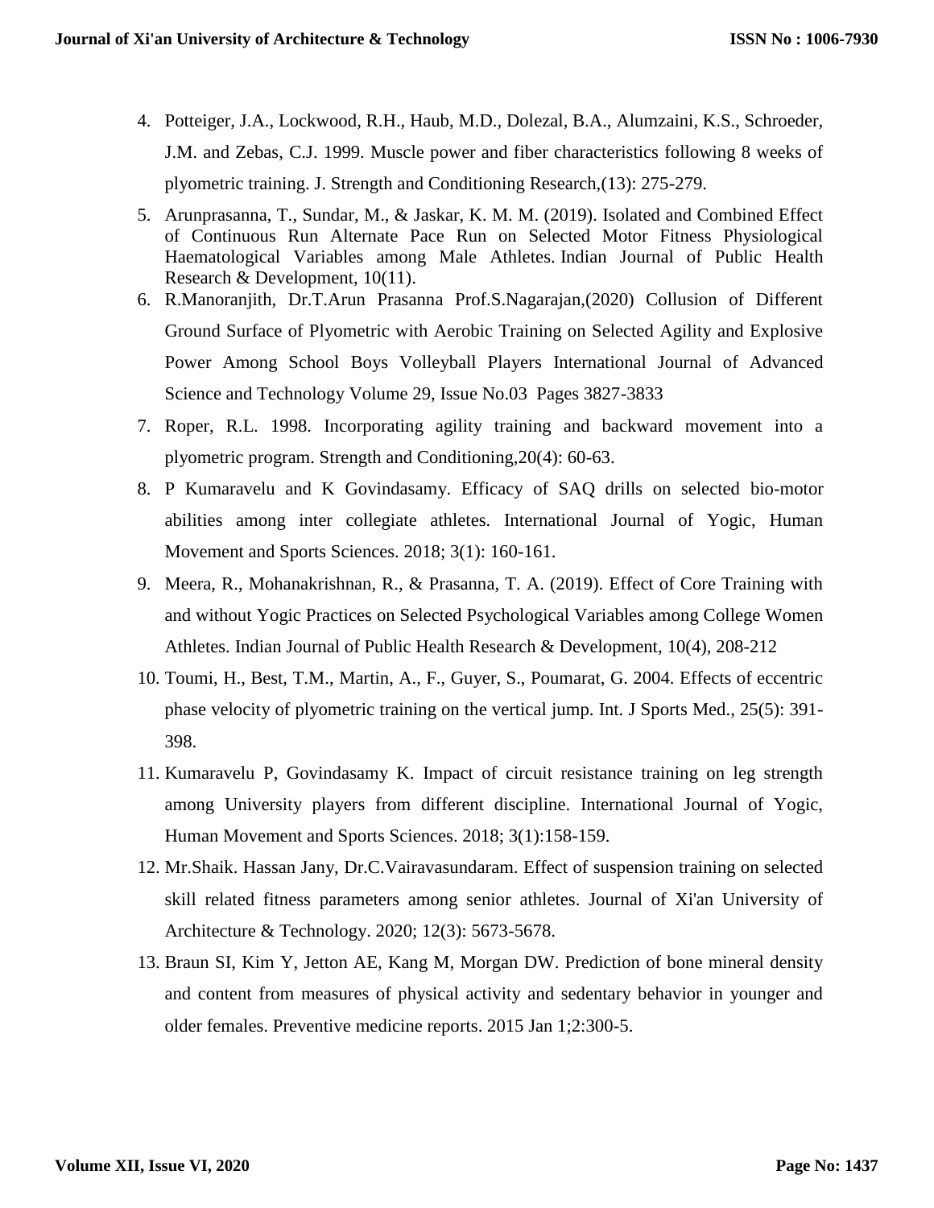4. Potteiger, J.A., Lockwood, R.H., Haub, M.D., Dolezal, B.A., Alumzaini, K.S., Schroeder, J.M. and Zebas, C.J. 1999. Muscle power and fiber characteristics following 8 weeks of plyometric training. J. Strength and Conditioning Research,(13): 275-279.
5. Arunprasanna, T., Sundar, M., & Jaskar, K. M. M. (2019). Isolated and Combined Effect of Continuous Run Alternate Pace Run on Selected Motor Fitness Physiological Haematological Variables among Male Athletes. Indian Journal of Public Health Research & Development, 10(11).
6. R.Manoranjith, Dr.T.Arun Prasanna Prof.S.Nagarajan,(2020) Collusion of Different Ground Surface of Plyometric with Aerobic Training on Selected Agility and Explosive Power Among School Boys Volleyball Players International Journal of Advanced Science and Technology Volume 29, Issue No.03 Pages 3827-3833
7. Roper, R.L. 1998. Incorporating agility training and backward movement into a plyometric program. Strength and Conditioning,20(4): 60-63.
8. P Kumaravelu and K Govindasamy. Efficacy of SAQ drills on selected bio-motor abilities among inter collegiate athletes. International Journal of Yogic, Human Movement and Sports Sciences. 2018; 3(1): 160-161.
9. Meera, R., Mohanakrishnan, R., & Prasanna, T. A. (2019). Effect of Core Training with and without Yogic Practices on Selected Psychological Variables among College Women Athletes. Indian Journal of Public Health Research & Development, 10(4), 208-212
10. Toumi, H., Best, T.M., Martin, A., F., Guyer, S., Poumarat, G. 2004. Effects of eccentric phase velocity of plyometric training on the vertical jump. Int. J Sports Med., 25(5): 391-398.
11. Kumaravelu P, Govindasamy K. Impact of circuit resistance training on leg strength among University players from different discipline. International Journal of Yogic, Human Movement and Sports Sciences. 2018; 3(1):158-159.
12. Mr.Shaik. Hassan Jany, Dr.C.Vairavasundaram. Effect of suspension training on selected skill related fitness parameters among senior athletes. Journal of Xi'an University of Architecture & Technology. 2020; 12(3): 5673-5678.
13. Braun SI, Kim Y, Jetton AE, Kang M, Morgan DW. Prediction of bone mineral density and content from measures of physical activity and sedentary behavior in younger and older females. Preventive medicine reports. 2015 Jan 1;2:300-5.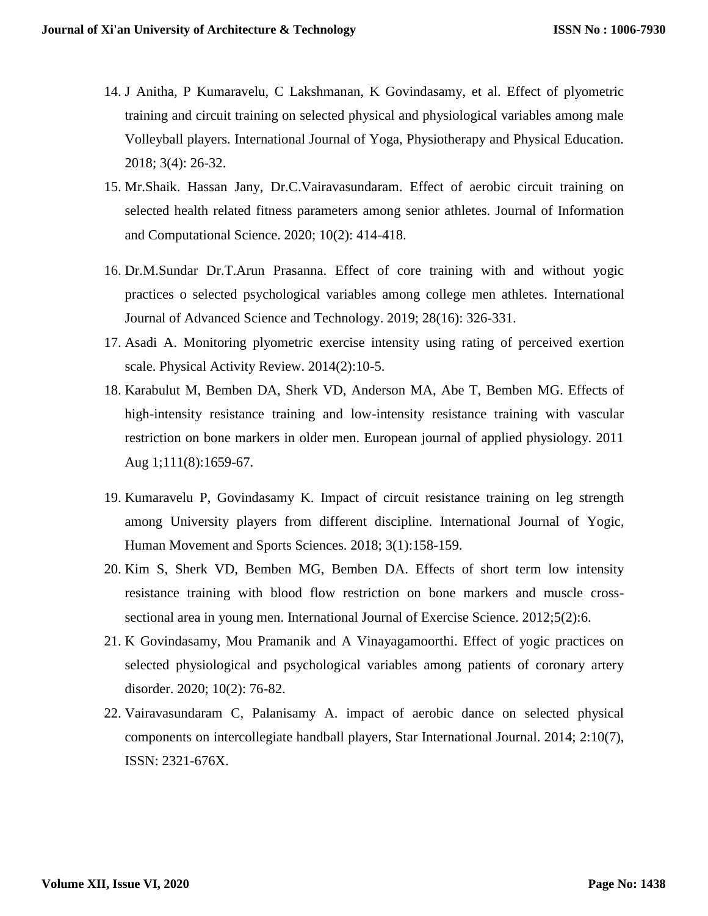14. J Anitha, P Kumaravelu, C Lakshmanan, K Govindasamy, et al. Effect of plyometric training and circuit training on selected physical and physiological variables among male Volleyball players. International Journal of Yoga, Physiotherapy and Physical Education. 2018; 3(4): 26-32.
15. Mr.Shaik. Hassan Jany, Dr.C.Vairavasundaram. Effect of aerobic circuit training on selected health related fitness parameters among senior athletes. Journal of Information and Computational Science. 2020; 10(2): 414-418.
16. Dr.M.Sundar Dr.T.Arun Prasanna. Effect of core training with and without yogic practices o selected psychological variables among college men athletes. International Journal of Advanced Science and Technology. 2019; 28(16): 326-331.
17. Asadi A. Monitoring plyometric exercise intensity using rating of perceived exertion scale. Physical Activity Review. 2014(2):10-5.
18. Karabulut M, Bemben DA, Sherk VD, Anderson MA, Abe T, Bemben MG. Effects of high-intensity resistance training and low-intensity resistance training with vascular restriction on bone markers in older men. European journal of applied physiology. 2011 Aug 1;111(8):1659-67.
19. Kumaravelu P, Govindasamy K. Impact of circuit resistance training on leg strength among University players from different discipline. International Journal of Yogic, Human Movement and Sports Sciences. 2018; 3(1):158-159.
20. Kim S, Sherk VD, Bemben MG, Bemben DA. Effects of short term low intensity resistance training with blood flow restriction on bone markers and muscle cross-sectional area in young men. International Journal of Exercise Science. 2012;5(2):6.
21. K Govindasamy, Mou Pramanik and A Vinayagamoorthi. Effect of yogic practices on selected physiological and psychological variables among patients of coronary artery disorder. 2020; 10(2): 76-82.
22. Vairavasundaram C, Palanisamy A. impact of aerobic dance on selected physical components on intercollegiate handball players, Star International Journal. 2014; 2:10(7), ISSN: 2321-676X.